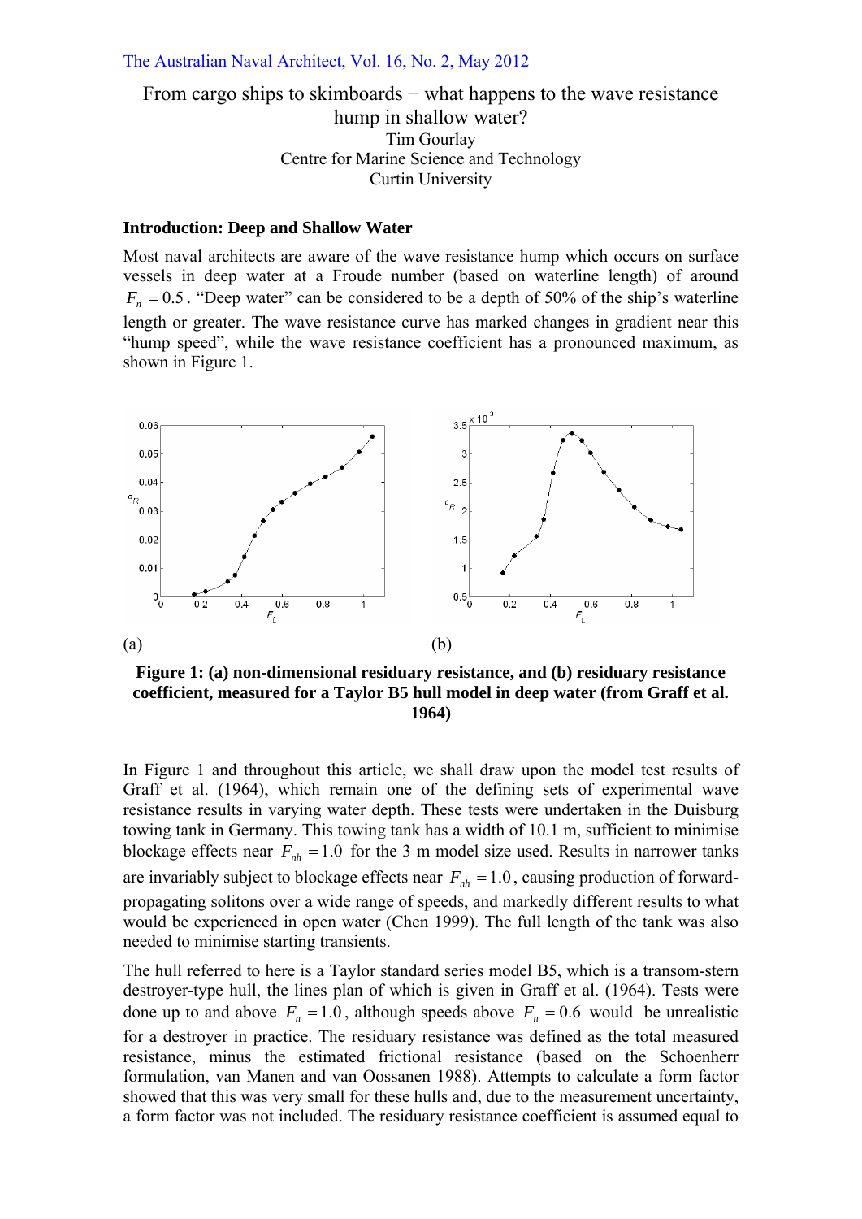# From cargo ships to skimboards − what happens to the wave resistance hump in shallow water?

Tim Gourlay
Centre for Marine Science and Technology
Curtin University

## Introduction: Deep and Shallow Water

Most naval architects are aware of the wave resistance hump which occurs on surface vessels in deep water at a Froude number (based on waterline length) of around $F_n = 0.5$. "Deep water" can be considered to be a depth of 50% of the ship's waterline length or greater. The wave resistance curve has marked changes in gradient near this "hump speed", while the wave resistance coefficient has a pronounced maximum, as shown in Figure 1.

(a) (b)

**Figure 1: (a) non-dimensional residuary resistance, and (b) residuary resistance coefficient, measured for a Taylor B5 hull model in deep water (from Graff et al. 1964)**

In Figure 1 and throughout this article, we shall draw upon the model test results of Graff et al. (1964), which remain one of the defining sets of experimental wave resistance results in varying water depth. These tests were undertaken in the Duisburg towing tank in Germany. This towing tank has a width of 10.1 m, sufficient to minimise blockage effects near $F_{nh} = 1.0$ for the 3 m model size used. Results in narrower tanks are invariably subject to blockage effects near $F_{nh} = 1.0$, causing production of forward-propagating solitons over a wide range of speeds, and markedly different results to what would be experienced in open water (Chen 1999). The full length of the tank was also needed to minimise starting transients.

The hull referred to here is a Taylor standard series model B5, which is a transom-stern destroyer-type hull, the lines plan of which is given in Graff et al. (1964). Tests were done up to and above $F_n = 1.0$, although speeds above $F_n = 0.6$ would be unrealistic for a destroyer in practice. The residuary resistance was defined as the total measured resistance, minus the estimated frictional resistance (based on the Schoenherr formulation, van Manen and van Oossanen 1988). Attempts to calculate a form factor showed that this was very small for these hulls and, due to the measurement uncertainty, a form factor was not included. The residuary resistance coefficient is assumed equal to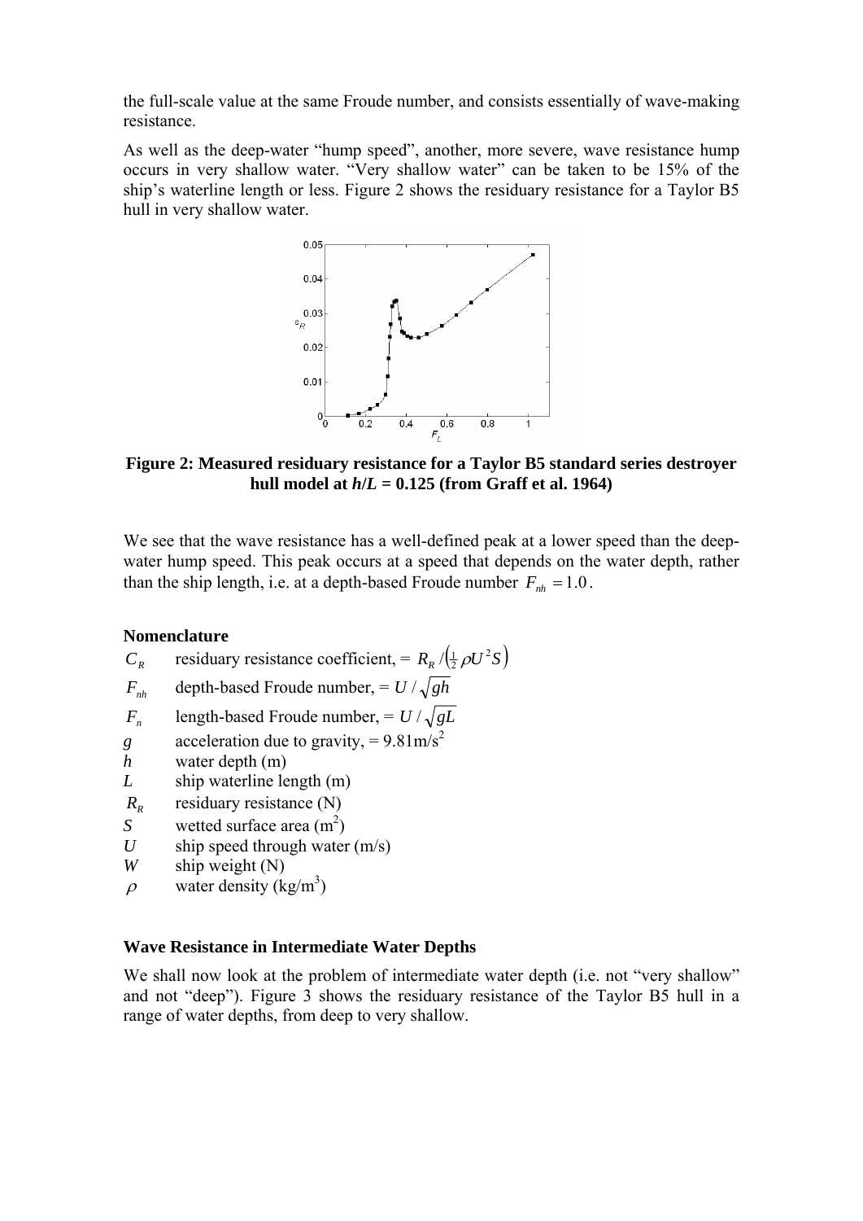the full-scale value at the same Froude number, and consists essentially of wave-making resistance.

As well as the deep-water "hump speed", another, more severe, wave resistance hump occurs in very shallow water. "Very shallow water" can be taken to be 15% of the ship's waterline length or less. Figure 2 shows the residuary resistance for a Taylor B5 hull in very shallow water.

**Figure 2: Measured residuary resistance for a Taylor B5 standard series destroyer hull model at $h/L = 0.125$ (from Graff et al. 1964)**

We see that the wave resistance has a well-defined peak at a lower speed than the deep-water hump speed. This peak occurs at a speed that depends on the water depth, rather than the ship length, i.e. at a depth-based Froude number $F_{nh} = 1.0$.

### Nomenclature

- $C_R$ residuary resistance coefficient, $= R_R / \left(\frac{1}{2}\rho U^2 S\right)$
- $F_{nh}$ depth-based Froude number, $= U/\sqrt{gh}$
- $F_n$ length-based Froude number, $= U/\sqrt{gL}$
- $g$ acceleration due to gravity, $= 9.81 \text{m/s}^2$
- $h$ water depth (m)
- $L$ ship waterline length (m)
- $R_R$ residuary resistance (N)
- $S$ wetted surface area ($\text{m}^2$)
- $U$ ship speed through water (m/s)
- $W$ ship weight (N)
- $\rho$ water density ($\text{kg/m}^3$)

### Wave Resistance in Intermediate Water Depths

We shall now look at the problem of intermediate water depth (i.e. not "very shallow" and not "deep"). Figure 3 shows the residuary resistance of the Taylor B5 hull in a range of water depths, from deep to very shallow.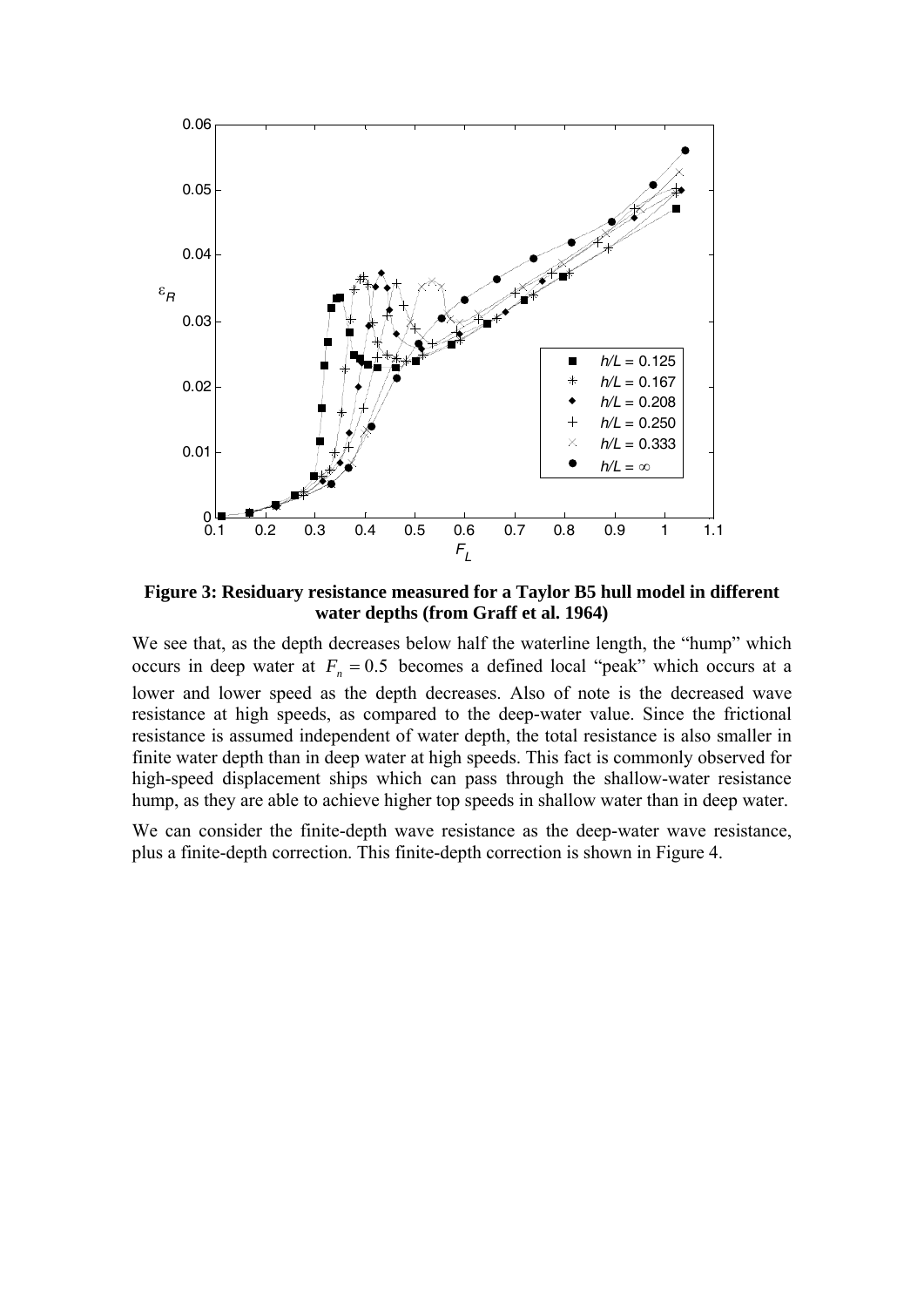**Figure 3: Residuary resistance measured for a Taylor B5 hull model in different water depths (from Graff et al. 1964)**

We see that, as the depth decreases below half the waterline length, the "hump" which occurs in deep water at $F_n = 0.5$ becomes a defined local "peak" which occurs at a lower and lower speed as the depth decreases. Also of note is the decreased wave resistance at high speeds, as compared to the deep-water value. Since the frictional resistance is assumed independent of water depth, the total resistance is also smaller in finite water depth than in deep water at high speeds. This fact is commonly observed for high-speed displacement ships which can pass through the shallow-water resistance hump, as they are able to achieve higher top speeds in shallow water than in deep water.

We can consider the finite-depth wave resistance as the deep-water wave resistance, plus a finite-depth correction. This finite-depth correction is shown in Figure 4.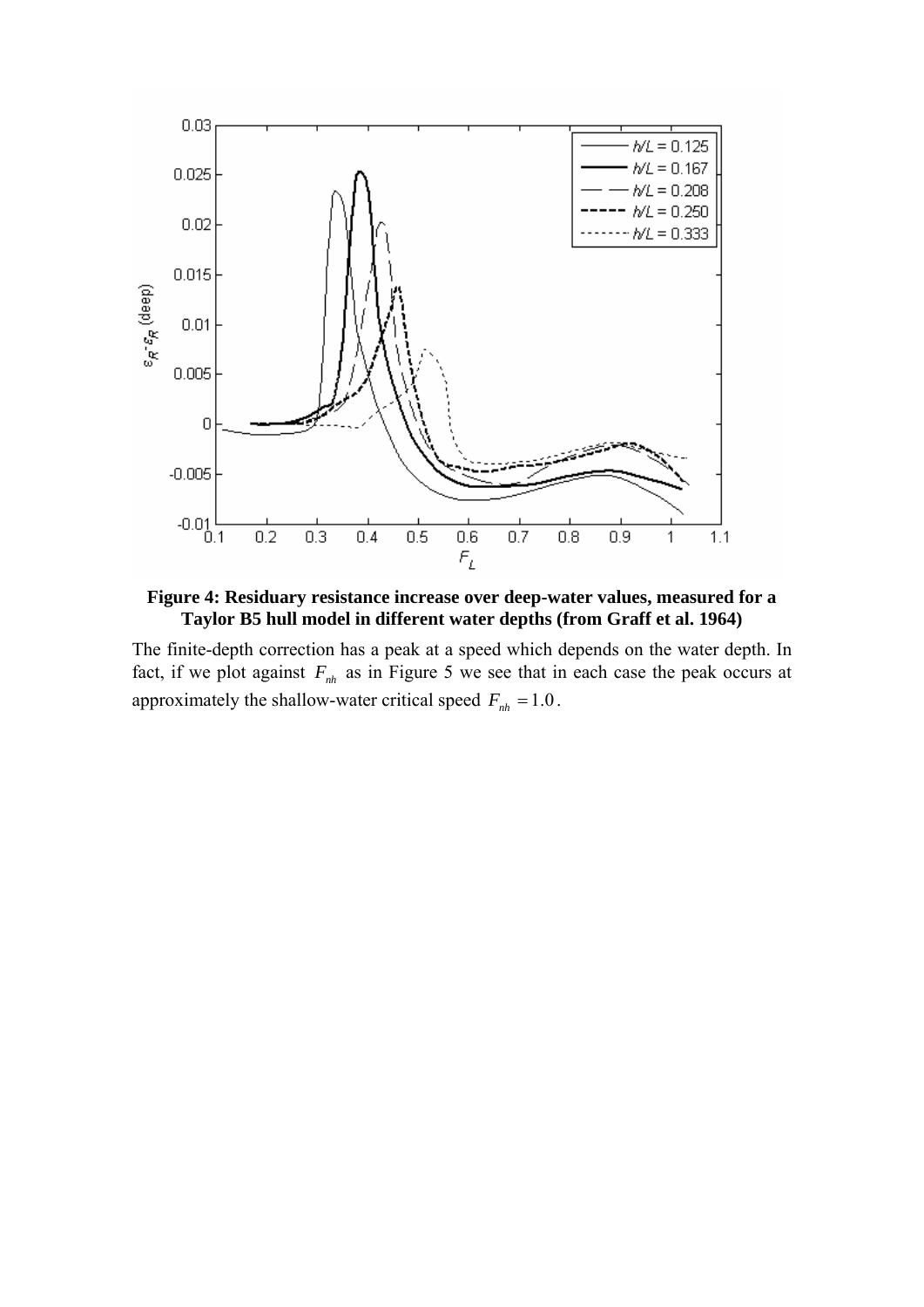**Figure 4: Residuary resistance increase over deep-water values, measured for a Taylor B5 hull model in different water depths (from Graff et al. 1964)**

The finite-depth correction has a peak at a speed which depends on the water depth. In fact, if we plot against $F_{nh}$ as in Figure 5 we see that in each case the peak occurs at approximately the shallow-water critical speed $F_{nh} = 1.0$.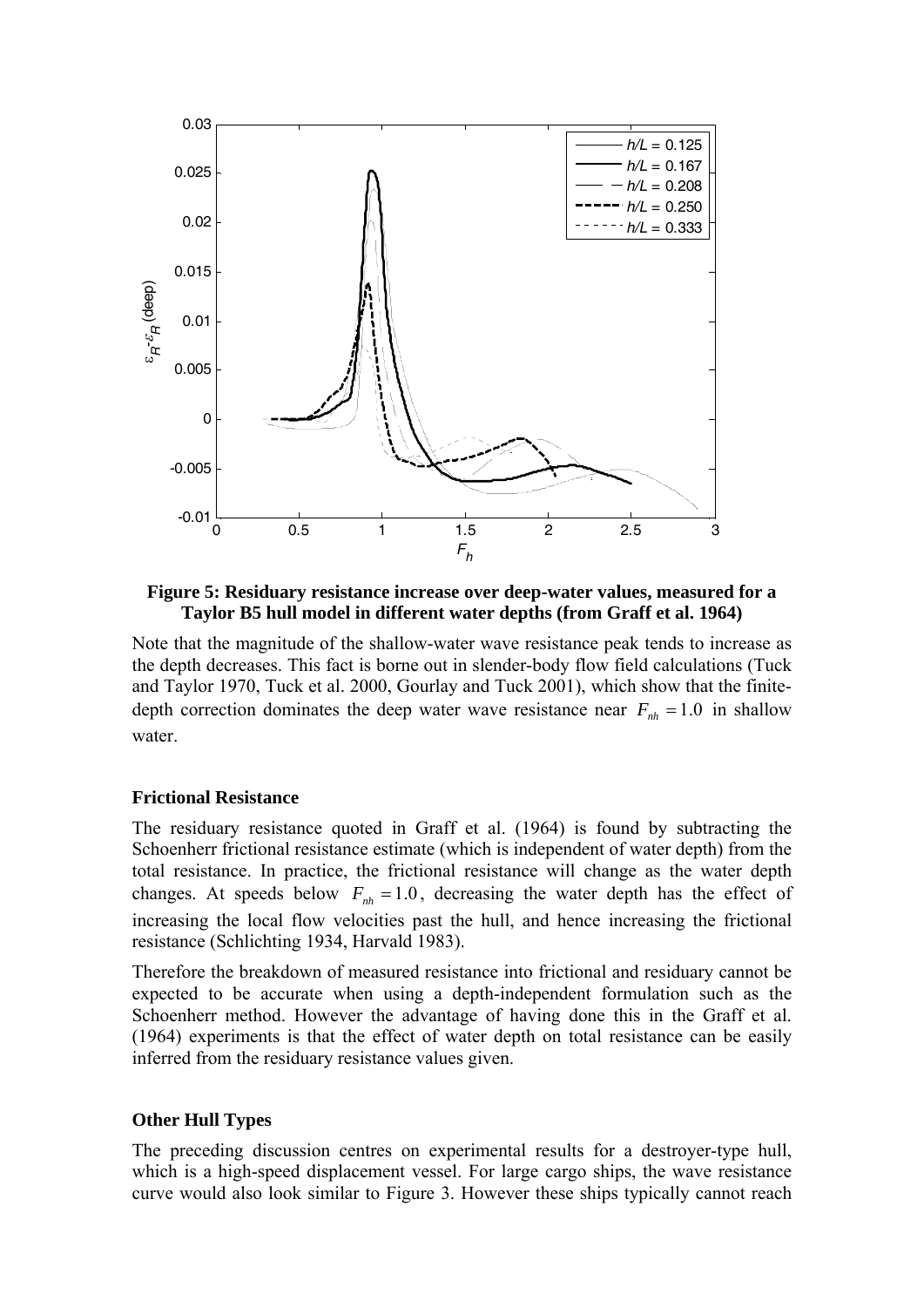**Figure 5: Residuary resistance increase over deep-water values, measured for a Taylor B5 hull model in different water depths (from Graff et al. 1964)**

Note that the magnitude of the shallow-water wave resistance peak tends to increase as the depth decreases. This fact is borne out in slender-body flow field calculations (Tuck and Taylor 1970, Tuck et al. 2000, Gourlay and Tuck 2001), which show that the finite-depth correction dominates the deep water wave resistance near $F_{nh} = 1.0$ in shallow water.

### Frictional Resistance

The residuary resistance quoted in Graff et al. (1964) is found by subtracting the Schoenherr frictional resistance estimate (which is independent of water depth) from the total resistance. In practice, the frictional resistance will change as the water depth changes. At speeds below $F_{nh} = 1.0$, decreasing the water depth has the effect of increasing the local flow velocities past the hull, and hence increasing the frictional resistance (Schlichting 1934, Harvald 1983).

Therefore the breakdown of measured resistance into frictional and residuary cannot be expected to be accurate when using a depth-independent formulation such as the Schoenherr method. However the advantage of having done this in the Graff et al. (1964) experiments is that the effect of water depth on total resistance can be easily inferred from the residuary resistance values given.

### Other Hull Types

The preceding discussion centres on experimental results for a destroyer-type hull, which is a high-speed displacement vessel. For large cargo ships, the wave resistance curve would also look similar to Figure 3. However these ships typically cannot reach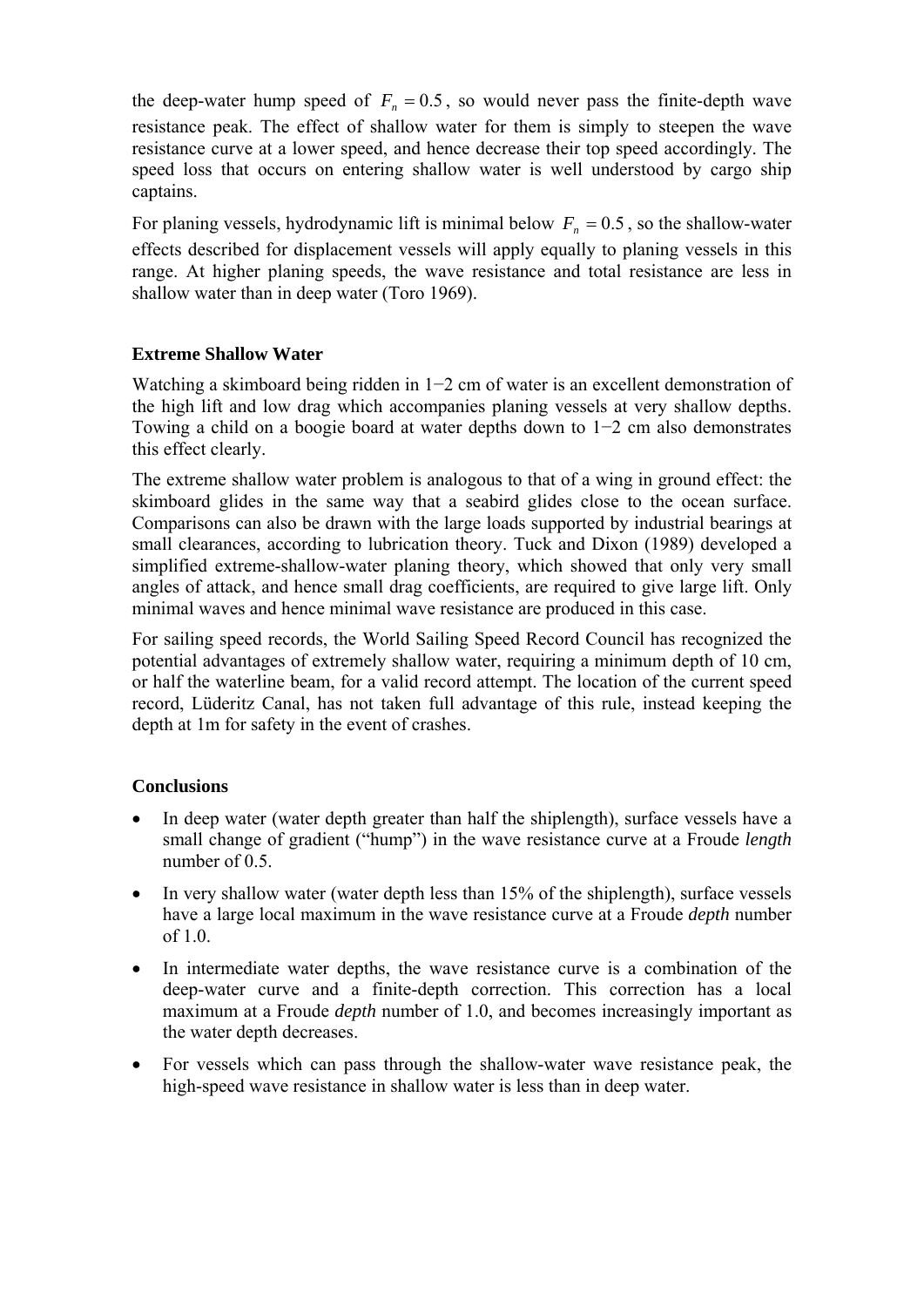the deep-water hump speed of $F_n = 0.5$, so would never pass the finite-depth wave resistance peak. The effect of shallow water for them is simply to steepen the wave resistance curve at a lower speed, and hence decrease their top speed accordingly. The speed loss that occurs on entering shallow water is well understood by cargo ship captains.

For planing vessels, hydrodynamic lift is minimal below $F_n = 0.5$, so the shallow-water effects described for displacement vessels will apply equally to planing vessels in this range. At higher planing speeds, the wave resistance and total resistance are less in shallow water than in deep water (Toro 1969).

### Extreme Shallow Water

Watching a skimboard being ridden in 1−2 cm of water is an excellent demonstration of the high lift and low drag which accompanies planing vessels at very shallow depths. Towing a child on a boogie board at water depths down to 1−2 cm also demonstrates this effect clearly.

The extreme shallow water problem is analogous to that of a wing in ground effect: the skimboard glides in the same way that a seabird glides close to the ocean surface. Comparisons can also be drawn with the large loads supported by industrial bearings at small clearances, according to lubrication theory. Tuck and Dixon (1989) developed a simplified extreme-shallow-water planing theory, which showed that only very small angles of attack, and hence small drag coefficients, are required to give large lift. Only minimal waves and hence minimal wave resistance are produced in this case.

For sailing speed records, the World Sailing Speed Record Council has recognized the potential advantages of extremely shallow water, requiring a minimum depth of 10 cm, or half the waterline beam, for a valid record attempt. The location of the current speed record, Lüderitz Canal, has not taken full advantage of this rule, instead keeping the depth at 1m for safety in the event of crashes.

### Conclusions

- In deep water (water depth greater than half the shiplength), surface vessels have a small change of gradient ("hump") in the wave resistance curve at a Froude *length* number of 0.5.
- In very shallow water (water depth less than 15% of the shiplength), surface vessels have a large local maximum in the wave resistance curve at a Froude *depth* number of 1.0.
- In intermediate water depths, the wave resistance curve is a combination of the deep-water curve and a finite-depth correction. This correction has a local maximum at a Froude *depth* number of 1.0, and becomes increasingly important as the water depth decreases.
- For vessels which can pass through the shallow-water wave resistance peak, the high-speed wave resistance in shallow water is less than in deep water.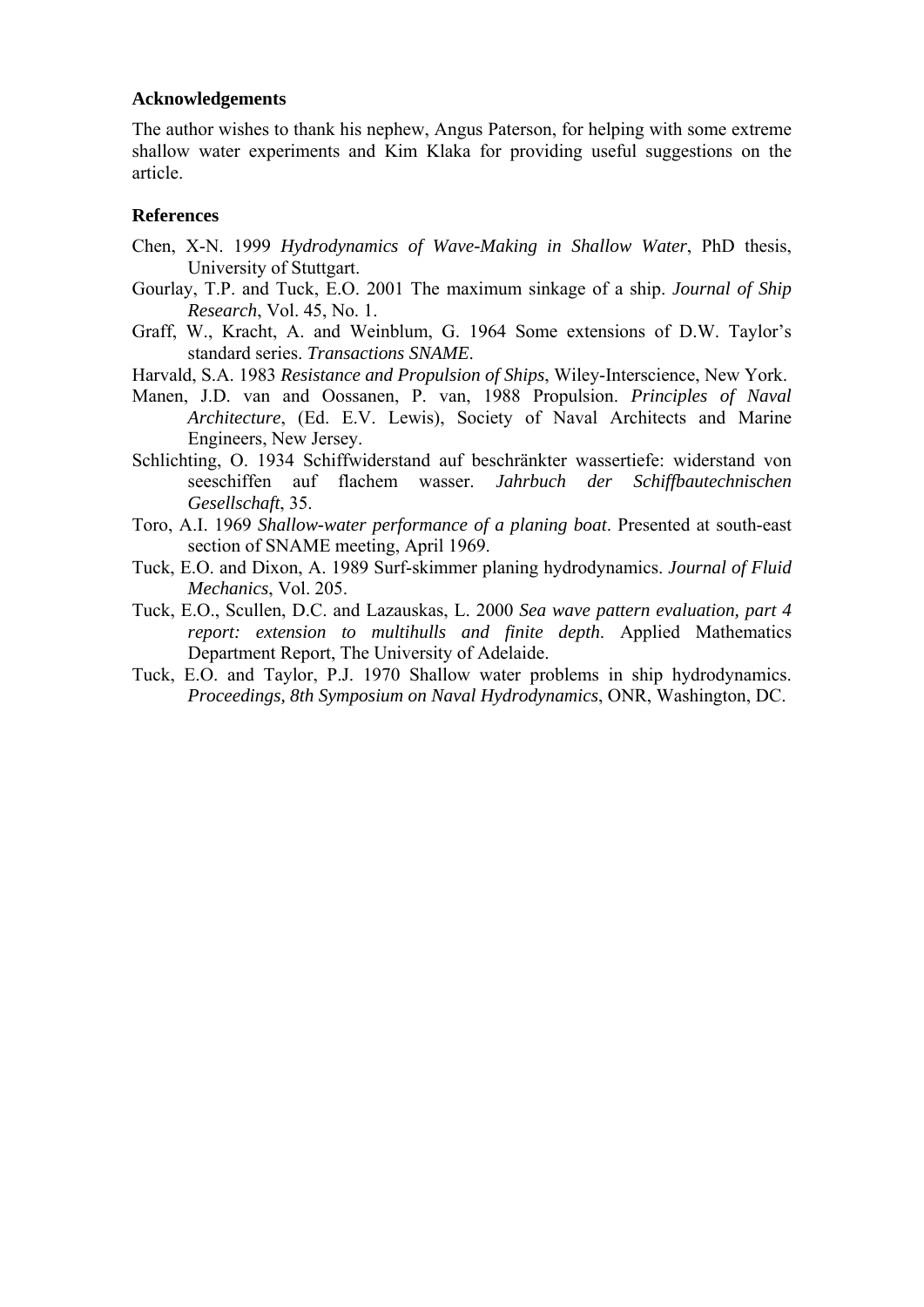## Acknowledgements

The author wishes to thank his nephew, Angus Paterson, for helping with some extreme shallow water experiments and Kim Klaka for providing useful suggestions on the article.

## References

Chen, X-N. 1999 *Hydrodynamics of Wave-Making in Shallow Water*, PhD thesis, University of Stuttgart.

Gourlay, T.P. and Tuck, E.O. 2001 The maximum sinkage of a ship. *Journal of Ship Research*, Vol. 45, No. 1.

Graff, W., Kracht, A. and Weinblum, G. 1964 Some extensions of D.W. Taylor's standard series. *Transactions SNAME*.

Harvald, S.A. 1983 *Resistance and Propulsion of Ships*, Wiley-Interscience, New York.

Manen, J.D. van and Oossanen, P. van, 1988 Propulsion. *Principles of Naval Architecture*, (Ed. E.V. Lewis), Society of Naval Architects and Marine Engineers, New Jersey.

Schlichting, O. 1934 Schiffwiderstand auf beschränkter wassertiefe: widerstand von seeschiffen auf flachem wasser. *Jahrbuch der Schiffbautechnischen Gesellschaft*, 35.

Toro, A.I. 1969 *Shallow-water performance of a planing boat*. Presented at south-east section of SNAME meeting, April 1969.

Tuck, E.O. and Dixon, A. 1989 Surf-skimmer planing hydrodynamics. *Journal of Fluid Mechanics*, Vol. 205.

Tuck, E.O., Scullen, D.C. and Lazauskas, L. 2000 *Sea wave pattern evaluation, part 4 report: extension to multihulls and finite depth*. Applied Mathematics Department Report, The University of Adelaide.

Tuck, E.O. and Taylor, P.J. 1970 Shallow water problems in ship hydrodynamics. *Proceedings, 8th Symposium on Naval Hydrodynamics*, ONR, Washington, DC.